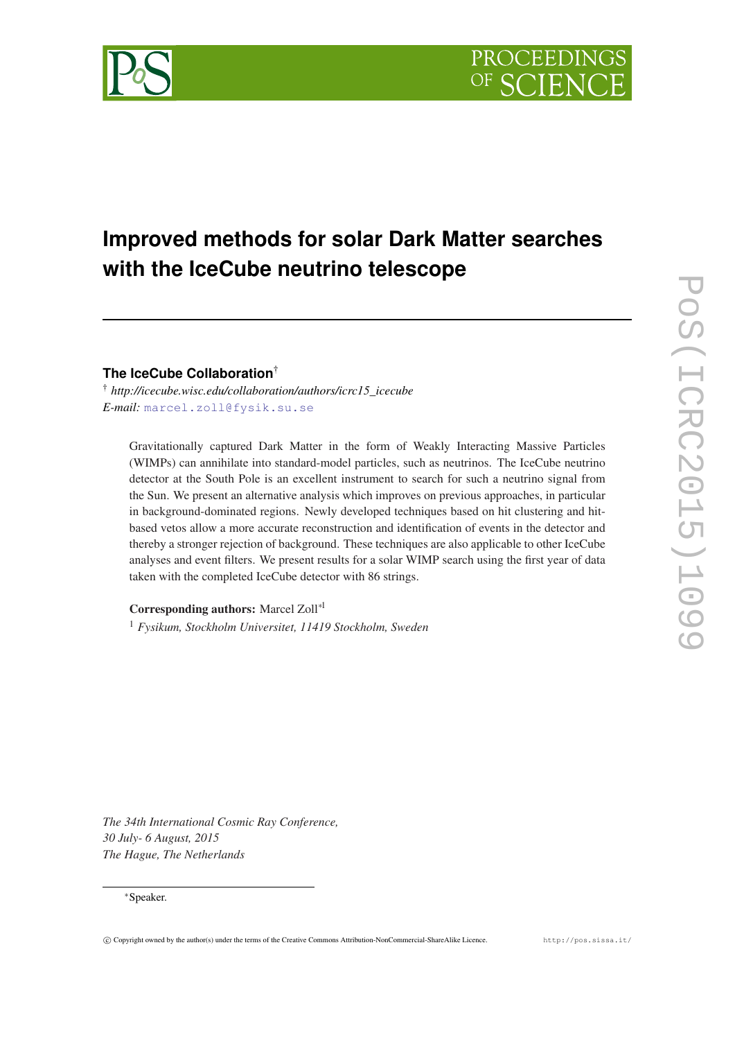# Improved methods for solar Dark Matter searches with the IceCube neutrino telescope

**The IceCube Collaboration**[†]

[†] *http://icecube.wisc.edu/collaboration/authors/icrc15_icecube*
*E-mail:* marcel.zoll@fysik.su.se

Gravitationally captured Dark Matter in the form of Weakly Interacting Massive Particles (WIMPs) can annihilate into standard-model particles, such as neutrinos. The IceCube neutrino detector at the South Pole is an excellent instrument to search for such a neutrino signal from the Sun. We present an alternative analysis which improves on previous approaches, in particular in background-dominated regions. Newly developed techniques based on hit clustering and hit-based vetos allow a more accurate reconstruction and identification of events in the detector and thereby a stronger rejection of background. These techniques are also applicable to other IceCube analyses and event filters. We present results for a solar WIMP search using the first year of data taken with the completed IceCube detector with 86 strings.

**Corresponding authors:** Marcel Zoll[*1]

[1] *Fysikum, Stockholm Universitet, 11419 Stockholm, Sweden*

*The 34th International Cosmic Ray Conference,*
*30 July- 6 August, 2015*
*The Hague, The Netherlands*

[*] Speaker.

© Copyright owned by the author(s) under the terms of the Creative Commons Attribution-NonCommercial-ShareAlike Licence.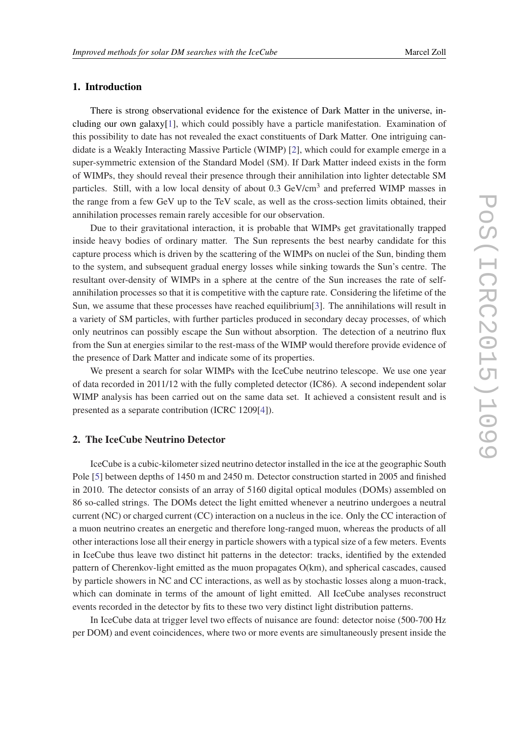## 1. Introduction

There is strong observational evidence for the existence of Dark Matter in the universe, including our own galaxy[1], which could possibly have a particle manifestation. Examination of this possibility to date has not revealed the exact constituents of Dark Matter. One intriguing candidate is a Weakly Interacting Massive Particle (WIMP) [2], which could for example emerge in a super-symmetric extension of the Standard Model (SM). If Dark Matter indeed exists in the form of WIMPs, they should reveal their presence through their annihilation into lighter detectable SM particles. Still, with a low local density of about 0.3 GeV/cm$^3$ and preferred WIMP masses in the range from a few GeV up to the TeV scale, as well as the cross-section limits obtained, their annihilation processes remain rarely accesible for our observation.

Due to their gravitational interaction, it is probable that WIMPs get gravitationally trapped inside heavy bodies of ordinary matter. The Sun represents the best nearby candidate for this capture process which is driven by the scattering of the WIMPs on nuclei of the Sun, binding them to the system, and subsequent gradual energy losses while sinking towards the Sun's centre. The resultant over-density of WIMPs in a sphere at the centre of the Sun increases the rate of self-annihilation processes so that it is competitive with the capture rate. Considering the lifetime of the Sun, we assume that these processes have reached equilibrium[3]. The annihilations will result in a variety of SM particles, with further particles produced in secondary decay processes, of which only neutrinos can possibly escape the Sun without absorption. The detection of a neutrino flux from the Sun at energies similar to the rest-mass of the WIMP would therefore provide evidence of the presence of Dark Matter and indicate some of its properties.

We present a search for solar WIMPs with the IceCube neutrino telescope. We use one year of data recorded in 2011/12 with the fully completed detector (IC86). A second independent solar WIMP analysis has been carried out on the same data set. It achieved a consistent result and is presented as a separate contribution (ICRC 1209[4]).

## 2. The IceCube Neutrino Detector

IceCube is a cubic-kilometer sized neutrino detector installed in the ice at the geographic South Pole [5] between depths of 1450 m and 2450 m. Detector construction started in 2005 and finished in 2010. The detector consists of an array of 5160 digital optical modules (DOMs) assembled on 86 so-called strings. The DOMs detect the light emitted whenever a neutrino undergoes a neutral current (NC) or charged current (CC) interaction on a nucleus in the ice. Only the CC interaction of a muon neutrino creates an energetic and therefore long-ranged muon, whereas the products of all other interactions lose all their energy in particle showers with a typical size of a few meters. Events in IceCube thus leave two distinct hit patterns in the detector: tracks, identified by the extended pattern of Cherenkov-light emitted as the muon propagates O(km), and spherical cascades, caused by particle showers in NC and CC interactions, as well as by stochastic losses along a muon-track, which can dominate in terms of the amount of light emitted. All IceCube analyses reconstruct events recorded in the detector by fits to these two very distinct light distribution patterns.

In IceCube data at trigger level two effects of nuisance are found: detector noise (500-700 Hz per DOM) and event coincidences, where two or more events are simultaneously present inside the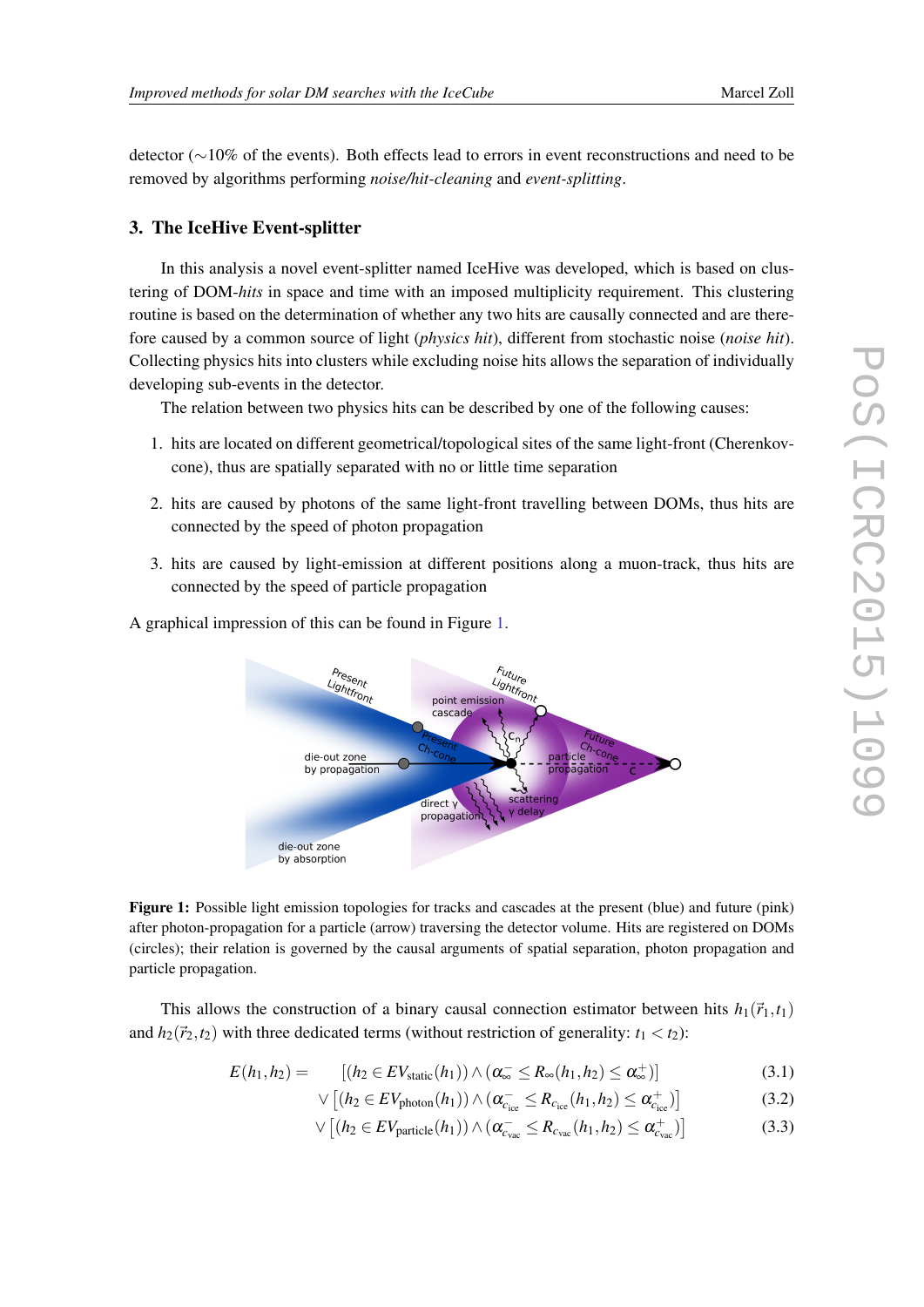detector (∼10% of the events). Both effects lead to errors in event reconstructions and need to be removed by algorithms performing *noise/hit-cleaning* and *event-splitting*.

## 3. The IceHive Event-splitter

In this analysis a novel event-splitter named IceHive was developed, which is based on clustering of DOM-*hits* in space and time with an imposed multiplicity requirement. This clustering routine is based on the determination of whether any two hits are causally connected and are therefore caused by a common source of light (*physics hit*), different from stochastic noise (*noise hit*). Collecting physics hits into clusters while excluding noise hits allows the separation of individually developing sub-events in the detector.

The relation between two physics hits can be described by one of the following causes:

1. hits are located on different geometrical/topological sites of the same light-front (Cherenkov-cone), thus are spatially separated with no or little time separation
2. hits are caused by photons of the same light-front travelling between DOMs, thus hits are connected by the speed of photon propagation
3. hits are caused by light-emission at different positions along a muon-track, thus hits are connected by the speed of particle propagation

A graphical impression of this can be found in Figure 1.

**Figure 1:** Possible light emission topologies for tracks and cascades at the present (blue) and future (pink) after photon-propagation for a particle (arrow) traversing the detector volume. Hits are registered on DOMs (circles); their relation is governed by the causal arguments of spatial separation, photon propagation and particle propagation.

This allows the construction of a binary causal connection estimator between hits $h_1(\vec{r}_1, t_1)$ and $h_2(\vec{r}_2, t_2)$ with three dedicated terms (without restriction of generality: $t_1 < t_2$):

$$
\begin{aligned}
E(h_1, h_2) = \quad & [(h_2 \in EV_{\text{static}}(h_1)) \wedge (\alpha_\infty^- \leq R_\infty(h_1, h_2) \leq \alpha_\infty^+)] && (3.1)\\
\vee & \left[(h_2 \in EV_{\text{photon}}(h_1)) \wedge (\alpha_{c_{\text{ice}}}^- \leq R_{c_{\text{ice}}}(h_1, h_2) \leq \alpha_{c_{\text{ice}}}^+)\right] && (3.2)\\
\vee & \left[(h_2 \in EV_{\text{particle}}(h_1)) \wedge (\alpha_{c_{\text{vac}}}^- \leq R_{c_{\text{vac}}}(h_1, h_2) \leq \alpha_{c_{\text{vac}}}^+)\right] && (3.3)
\end{aligned}
$$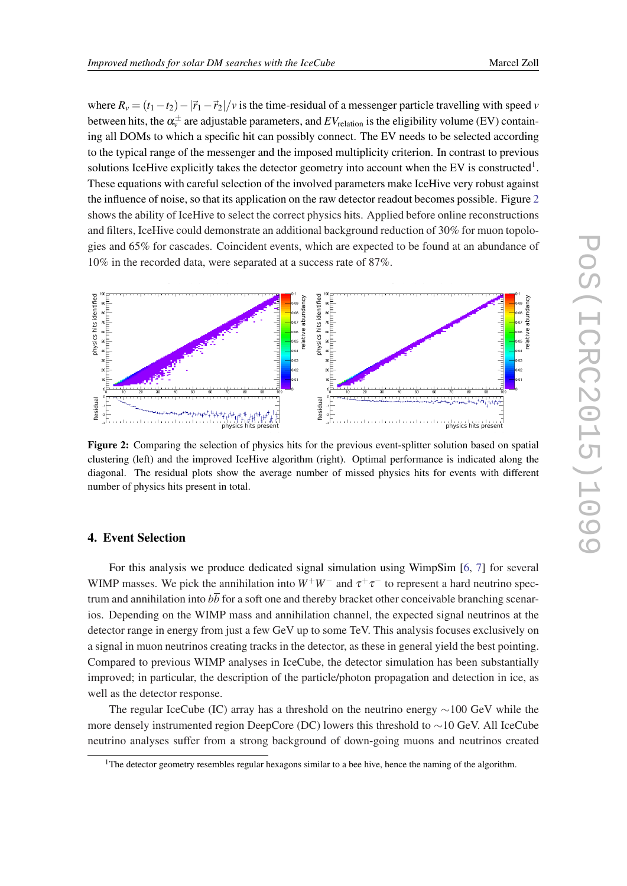where $R_v = (t_1 - t_2) - |\vec{r}_1 - \vec{r}_2|/v$ is the time-residual of a messenger particle travelling with speed $v$ between hits, the $\alpha_v^{\pm}$ are adjustable parameters, and $EV_{\text{relation}}$ is the eligibility volume (EV) containing all DOMs to which a specific hit can possibly connect. The EV needs to be selected according to the typical range of the messenger and the imposed multiplicity criterion. In contrast to previous solutions IceHive explicitly takes the detector geometry into account when the EV is constructed[1]. These equations with careful selection of the involved parameters make IceHive very robust against the influence of noise, so that its application on the raw detector readout becomes possible. Figure 2 shows the ability of IceHive to select the correct physics hits. Applied before online reconstructions and filters, IceHive could demonstrate an additional background reduction of 30% for muon topologies and 65% for cascades. Coincident events, which are expected to be found at an abundance of 10% in the recorded data, were separated at a success rate of 87%.

**Figure 2:** Comparing the selection of physics hits for the previous event-splitter solution based on spatial clustering (left) and the improved IceHive algorithm (right). Optimal performance is indicated along the diagonal. The residual plots show the average number of missed physics hits for events with different number of physics hits present in total.

## 4. Event Selection

For this analysis we produce dedicated signal simulation using WimpSim [6, 7] for several WIMP masses. We pick the annihilation into $W^+W^-$ and $\tau^+\tau^-$ to represent a hard neutrino spectrum and annihilation into $b\bar{b}$ for a soft one and thereby bracket other conceivable branching scenarios. Depending on the WIMP mass and annihilation channel, the expected signal neutrinos at the detector range in energy from just a few GeV up to some TeV. This analysis focuses exclusively on a signal in muon neutrinos creating tracks in the detector, as these in general yield the best pointing. Compared to previous WIMP analyses in IceCube, the detector simulation has been substantially improved; in particular, the description of the particle/photon propagation and detection in ice, as well as the detector response.

The regular IceCube (IC) array has a threshold on the neutrino energy $\sim$100 GeV while the more densely instrumented region DeepCore (DC) lowers this threshold to $\sim$10 GeV. All IceCube neutrino analyses suffer from a strong background of down-going muons and neutrinos created

[1] The detector geometry resembles regular hexagons similar to a bee hive, hence the naming of the algorithm.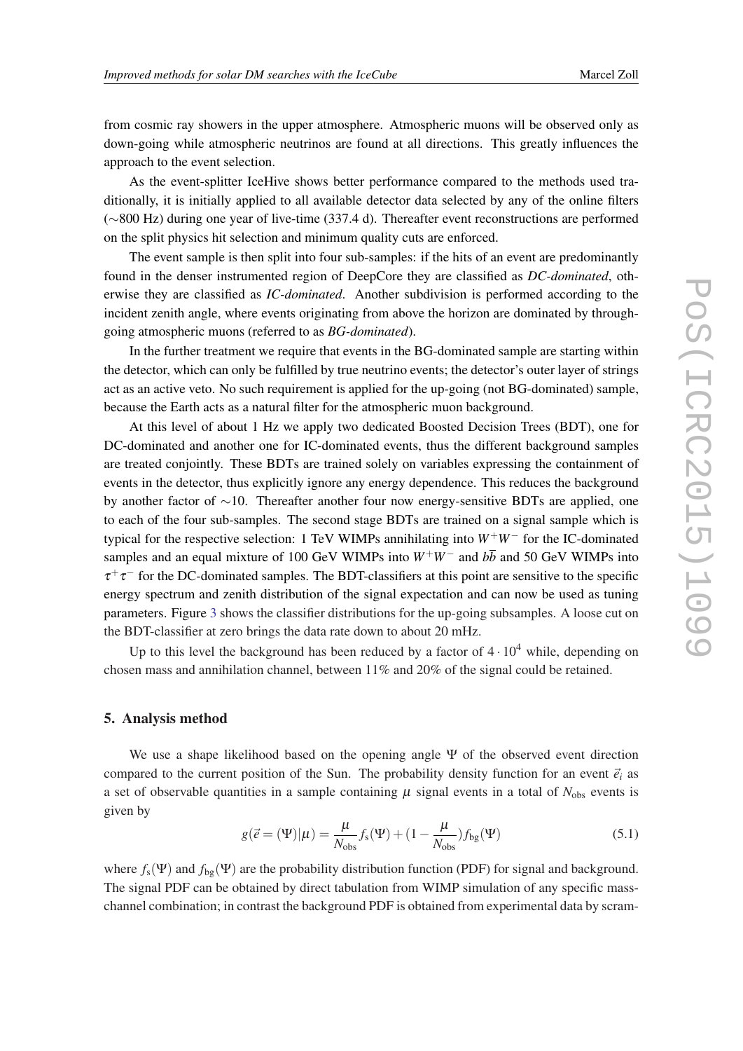from cosmic ray showers in the upper atmosphere. Atmospheric muons will be observed only as down-going while atmospheric neutrinos are found at all directions. This greatly influences the approach to the event selection.

As the event-splitter IceHive shows better performance compared to the methods used traditionally, it is initially applied to all available detector data selected by any of the online filters ($\sim$800 Hz) during one year of live-time (337.4 d). Thereafter event reconstructions are performed on the split physics hit selection and minimum quality cuts are enforced.

The event sample is then split into four sub-samples: if the hits of an event are predominantly found in the denser instrumented region of DeepCore they are classified as *DC-dominated*, otherwise they are classified as *IC-dominated*. Another subdivision is performed according to the incident zenith angle, where events originating from above the horizon are dominated by through-going atmospheric muons (referred to as *BG-dominated*).

In the further treatment we require that events in the BG-dominated sample are starting within the detector, which can only be fulfilled by true neutrino events; the detector's outer layer of strings act as an active veto. No such requirement is applied for the up-going (not BG-dominated) sample, because the Earth acts as a natural filter for the atmospheric muon background.

At this level of about 1 Hz we apply two dedicated Boosted Decision Trees (BDT), one for DC-dominated and another one for IC-dominated events, thus the different background samples are treated conjointly. These BDTs are trained solely on variables expressing the containment of events in the detector, thus explicitly ignore any energy dependence. This reduces the background by another factor of $\sim$10. Thereafter another four now energy-sensitive BDTs are applied, one to each of the four sub-samples. The second stage BDTs are trained on a signal sample which is typical for the respective selection: 1 TeV WIMPs annihilating into $W^+W^-$ for the IC-dominated samples and an equal mixture of 100 GeV WIMPs into $W^+W^-$ and $b\bar{b}$ and 50 GeV WIMPs into $\tau^+\tau^-$ for the DC-dominated samples. The BDT-classifiers at this point are sensitive to the specific energy spectrum and zenith distribution of the signal expectation and can now be used as tuning parameters. Figure 3 shows the classifier distributions for the up-going subsamples. A loose cut on the BDT-classifier at zero brings the data rate down to about 20 mHz.

Up to this level the background has been reduced by a factor of $4 \cdot 10^4$ while, depending on chosen mass and annihilation channel, between 11% and 20% of the signal could be retained.

## 5. Analysis method

We use a shape likelihood based on the opening angle $\Psi$ of the observed event direction compared to the current position of the Sun. The probability density function for an event $\vec{e}_i$ as a set of observable quantities in a sample containing $\mu$ signal events in a total of $N_{\text{obs}}$ events is given by

$$g(\vec{e} = (\Psi)|\mu) = \frac{\mu}{N_{\text{obs}}} f_{\text{s}}(\Psi) + (1 - \frac{\mu}{N_{\text{obs}}}) f_{\text{bg}}(\Psi) \tag{5.1}$$

where $f_{\text{s}}(\Psi)$ and $f_{\text{bg}}(\Psi)$ are the probability distribution function (PDF) for signal and background. The signal PDF can be obtained by direct tabulation from WIMP simulation of any specific mass-channel combination; in contrast the background PDF is obtained from experimental data by scram-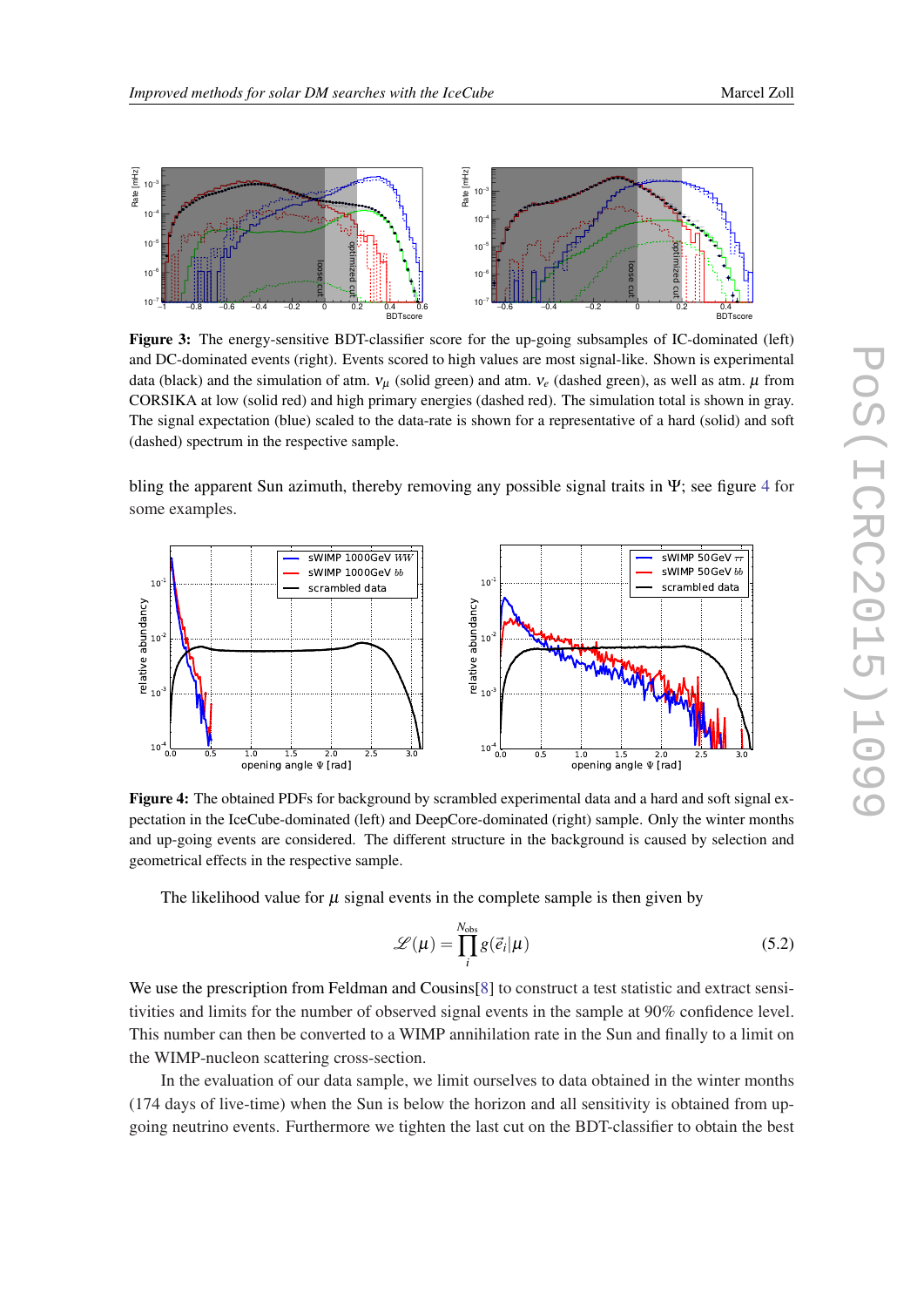**Figure 3:** The energy-sensitive BDT-classifier score for the up-going subsamples of IC-dominated (left) and DC-dominated events (right). Events scored to high values are most signal-like. Shown is experimental data (black) and the simulation of atm. $\nu_\mu$ (solid green) and atm. $\nu_e$ (dashed green), as well as atm. $\mu$ from CORSIKA at low (solid red) and high primary energies (dashed red). The simulation total is shown in gray. The signal expectation (blue) scaled to the data-rate is shown for a representative of a hard (solid) and soft (dashed) spectrum in the respective sample.

bling the apparent Sun azimuth, thereby removing any possible signal traits in $\Psi$; see figure 4 for some examples.

**Figure 4:** The obtained PDFs for background by scrambled experimental data and a hard and soft signal expectation in the IceCube-dominated (left) and DeepCore-dominated (right) sample. Only the winter months and up-going events are considered. The different structure in the background is caused by selection and geometrical effects in the respective sample.

The likelihood value for $\mu$ signal events in the complete sample is then given by

$$\mathscr{L}(\mu) = \prod_{i}^{N_{\text{obs}}} g(\vec{e}_i|\mu) \tag{5.2}$$

We use the prescription from Feldman and Cousins[8] to construct a test statistic and extract sensitivities and limits for the number of observed signal events in the sample at 90% confidence level. This number can then be converted to a WIMP annihilation rate in the Sun and finally to a limit on the WIMP-nucleon scattering cross-section.

In the evaluation of our data sample, we limit ourselves to data obtained in the winter months (174 days of live-time) when the Sun is below the horizon and all sensitivity is obtained from up-going neutrino events. Furthermore we tighten the last cut on the BDT-classifier to obtain the best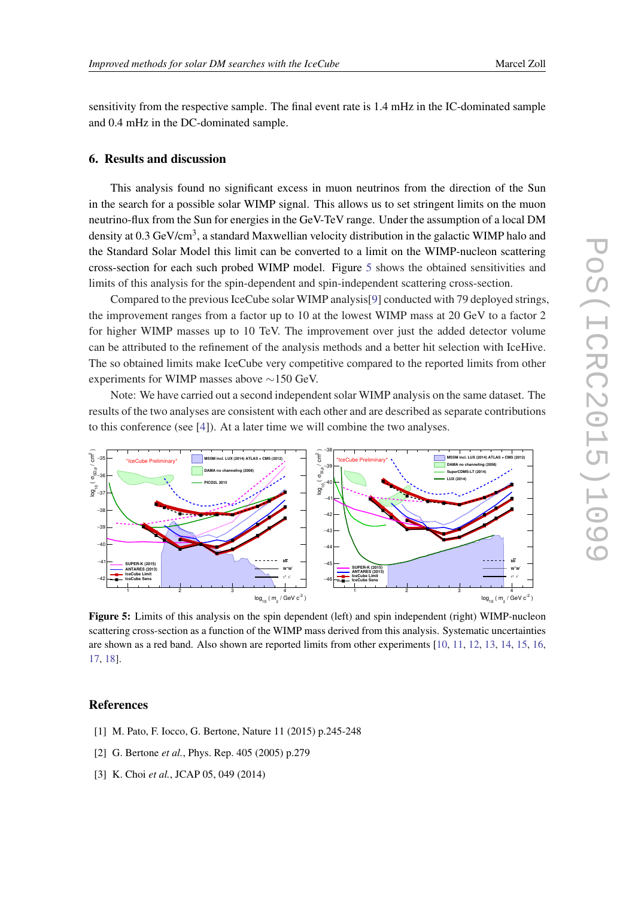sensitivity from the respective sample. The final event rate is 1.4 mHz in the IC-dominated sample and 0.4 mHz in the DC-dominated sample.

## 6. Results and discussion

This analysis found no significant excess in muon neutrinos from the direction of the Sun in the search for a possible solar WIMP signal. This allows us to set stringent limits on the muon neutrino-flux from the Sun for energies in the GeV-TeV range. Under the assumption of a local DM density at 0.3 GeV/cm$^3$, a standard Maxwellian velocity distribution in the galactic WIMP halo and the Standard Solar Model this limit can be converted to a limit on the WIMP-nucleon scattering cross-section for each such probed WIMP model. Figure 5 shows the obtained sensitivities and limits of this analysis for the spin-dependent and spin-independent scattering cross-section.

Compared to the previous IceCube solar WIMP analysis[9] conducted with 79 deployed strings, the improvement ranges from a factor up to 10 at the lowest WIMP mass at 20 GeV to a factor 2 for higher WIMP masses up to 10 TeV. The improvement over just the added detector volume can be attributed to the refinement of the analysis methods and a better hit selection with IceHive. The so obtained limits make IceCube very competitive compared to the reported limits from other experiments for WIMP masses above $\sim$150 GeV.

Note: We have carried out a second independent solar WIMP analysis on the same dataset. The results of the two analyses are consistent with each other and are described as separate contributions to this conference (see [4]). At a later time we will combine the two analyses.

**Figure 5:** Limits of this analysis on the spin dependent (left) and spin independent (right) WIMP-nucleon scattering cross-section as a function of the WIMP mass derived from this analysis. Systematic uncertainties are shown as a red band. Also shown are reported limits from other experiments [10, 11, 12, 13, 14, 15, 16, 17, 18].

## References

[1] M. Pato, F. Iocco, G. Bertone, Nature 11 (2015) p.245-248

[2] G. Bertone *et al.*, Phys. Rep. 405 (2005) p.279

[3] K. Choi *et al.*, JCAP 05, 049 (2014)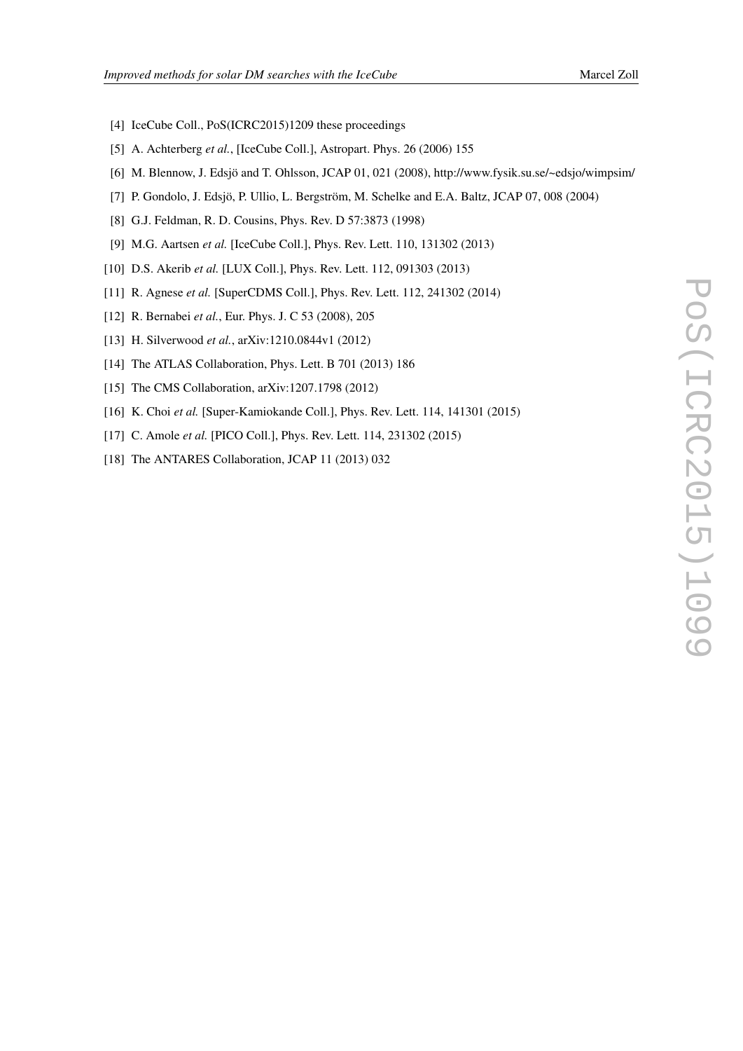[4] IceCube Coll., PoS(ICRC2015)1209 these proceedings

[5] A. Achterberg *et al.*, [IceCube Coll.], Astropart. Phys. 26 (2006) 155

[6] M. Blennow, J. Edsjö and T. Ohlsson, JCAP 01, 021 (2008), http://www.fysik.su.se/~edsjo/wimpsim/

[7] P. Gondolo, J. Edsjö, P. Ullio, L. Bergström, M. Schelke and E.A. Baltz, JCAP 07, 008 (2004)

[8] G.J. Feldman, R. D. Cousins, Phys. Rev. D 57:3873 (1998)

[9] M.G. Aartsen *et al.* [IceCube Coll.], Phys. Rev. Lett. 110, 131302 (2013)

[10] D.S. Akerib *et al.* [LUX Coll.], Phys. Rev. Lett. 112, 091303 (2013)

[11] R. Agnese *et al.* [SuperCDMS Coll.], Phys. Rev. Lett. 112, 241302 (2014)

[12] R. Bernabei *et al.*, Eur. Phys. J. C 53 (2008), 205

[13] H. Silverwood *et al.*, arXiv:1210.0844v1 (2012)

[14] The ATLAS Collaboration, Phys. Lett. B 701 (2013) 186

[15] The CMS Collaboration, arXiv:1207.1798 (2012)

[16] K. Choi *et al.* [Super-Kamiokande Coll.], Phys. Rev. Lett. 114, 141301 (2015)

[17] C. Amole *et al.* [PICO Coll.], Phys. Rev. Lett. 114, 231302 (2015)

[18] The ANTARES Collaboration, JCAP 11 (2013) 032